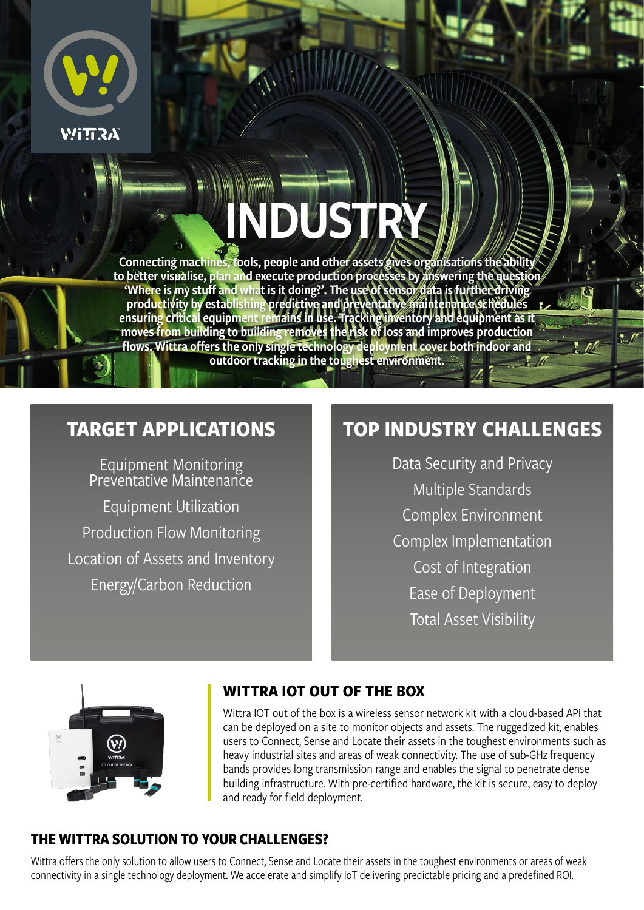WITTRA

# INDUSTRY

Connecting machines, tools, people and other assets gives organisations the ability to better visualise, plan and execute production processes by answering the question 'Where is my stuff and what is it doing?'. The use of sensor data is further driving productivity by establishing predictive and preventative maintenance schedules ensuring critical equipment remains in use. Tracking inventory and equipment as it moves from building to building removes the risk of loss and improves production flows. Wittra offers the only single technology deployment cover both indoor and outdoor tracking in the toughest environment.

## TARGET APPLICATIONS

Equipment Monitoring
Preventative Maintenance

Equipment Utilization

Production Flow Monitoring

Location of Assets and Inventory

Energy/Carbon Reduction

## TOP INDUSTRY CHALLENGES

Data Security and Privacy

Multiple Standards

Complex Environment

Complex Implementation

Cost of Integration

Ease of Deployment

Total Asset Visibility

## WITTRA IOT OUT OF THE BOX

Wittra IOT out of the box is a wireless sensor network kit with a cloud-based API that can be deployed on a site to monitor objects and assets. The ruggedized kit, enables users to Connect, Sense and Locate their assets in the toughest environments such as heavy industrial sites and areas of weak connectivity. The use of sub-GHz frequency bands provides long transmission range and enables the signal to penetrate dense building infrastructure. With pre-certified hardware, the kit is secure, easy to deploy and ready for field deployment.

## THE WITTRA SOLUTION TO YOUR CHALLENGES?

Wittra offers the only solution to allow users to Connect, Sense and Locate their assets in the toughest environments or areas of weak connectivity in a single technology deployment. We accelerate and simplify IoT delivering predictable pricing and a predefined ROI.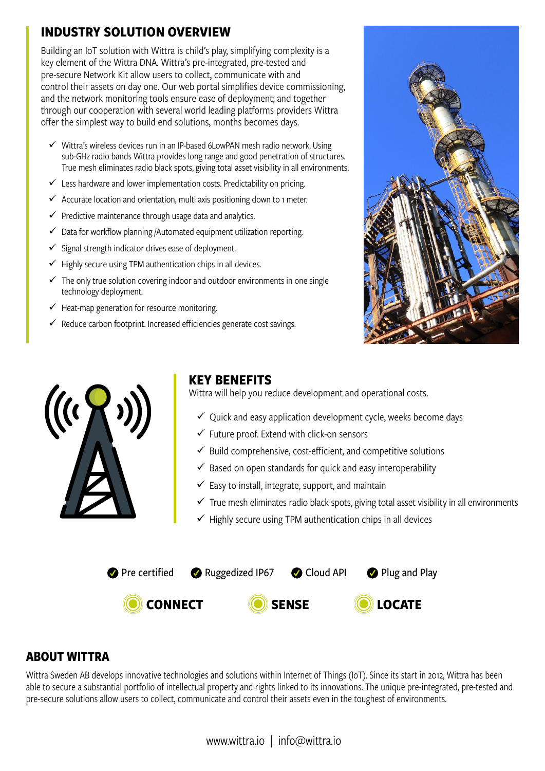## INDUSTRY SOLUTION OVERVIEW

Building an IoT solution with Wittra is child's play, simplifying complexity is a key element of the Wittra DNA. Wittra's pre-integrated, pre-tested and pre-secure Network Kit allow users to collect, communicate with and control their assets on day one. Our web portal simplifies device commissioning, and the network monitoring tools ensure ease of deployment; and together through our cooperation with several world leading platforms providers Wittra offer the simplest way to build end solutions, months becomes days.

- ✓ Wittra's wireless devices run in an IP-based 6LowPAN mesh radio network. Using sub-GHz radio bands Wittra provides long range and good penetration of structures. True mesh eliminates radio black spots, giving total asset visibility in all environments.
- ✓ Less hardware and lower implementation costs. Predictability on pricing.
- ✓ Accurate location and orientation, multi axis positioning down to 1 meter.
- ✓ Predictive maintenance through usage data and analytics.
- ✓ Data for workflow planning /Automated equipment utilization reporting.
- ✓ Signal strength indicator drives ease of deployment.
- ✓ Highly secure using TPM authentication chips in all devices.
- ✓ The only true solution covering indoor and outdoor environments in one single technology deployment.
- ✓ Heat-map generation for resource monitoring.
- ✓ Reduce carbon footprint. Increased efficiencies generate cost savings.

## KEY BENEFITS

Wittra will help you reduce development and operational costs.

- ✓ Quick and easy application development cycle, weeks become days
- ✓ Future proof. Extend with click-on sensors
- ✓ Build comprehensive, cost-efficient, and competitive solutions
- ✓ Based on open standards for quick and easy interoperability
- ✓ Easy to install, integrate, support, and maintain
- ✓ True mesh eliminates radio black spots, giving total asset visibility in all environments
- ✓ Highly secure using TPM authentication chips in all devices

Pre certified | Ruggedized IP67 | Cloud API | Plug and Play

**CONNECT** | **SENSE** | **LOCATE**

## ABOUT WITTRA

Wittra Sweden AB develops innovative technologies and solutions within Internet of Things (IoT). Since its start in 2012, Wittra has been able to secure a substantial portfolio of intellectual property and rights linked to its innovations. The unique pre-integrated, pre-tested and pre-secure solutions allow users to collect, communicate and control their assets even in the toughest of environments.

www.wittra.io | info@wittra.io